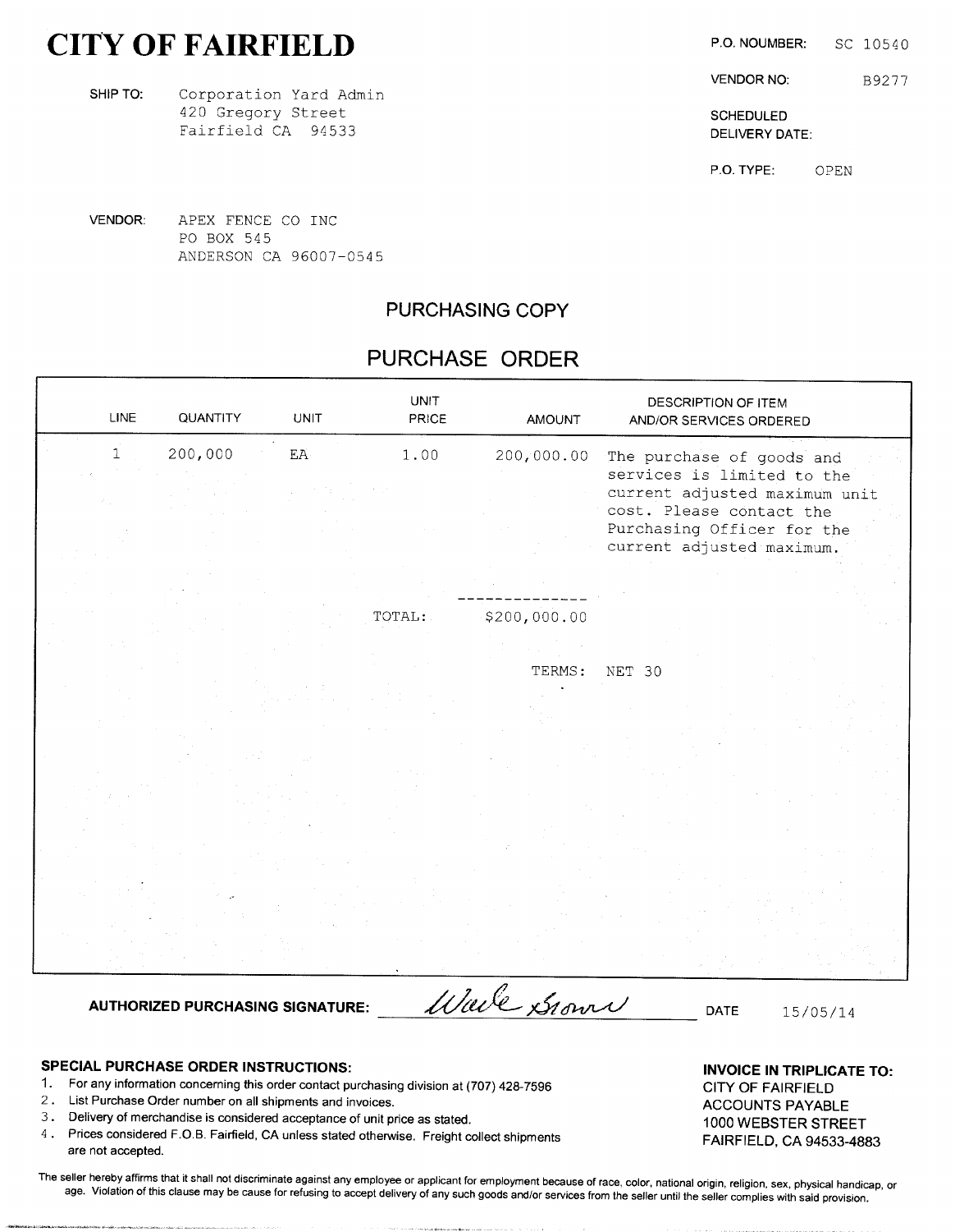# CITY OF FAIRFIELD

**SHIP TO:** Corporation Yard Admin
420 Gregory Street
Fairfield CA 94533

**P.O. NOUMBER:** SC 10540

**VENDOR NO:** B9277

**SCHEDULED DELIVERY DATE:**

**P.O. TYPE:** OPEN

**VENDOR:** APEX FENCE CO INC
PO BOX 545
ANDERSON CA 96007-0545

## PURCHASING COPY

## PURCHASE ORDER

| LINE | QUANTITY | UNIT | UNIT PRICE | AMOUNT | DESCRIPTION OF ITEM AND/OR SERVICES ORDERED |
|---|---|---|---|---|---|
| 1 | 200,000 | EA | 1.00 | 200,000.00 | The purchase of goods and services is limited to the current adjusted maximum unit cost. Please contact the Purchasing Officer for the current adjusted maximum. |
| | | | TOTAL: | $200,000.00 | |
| | | | | TERMS: | NET 30 |

**AUTHORIZED PURCHASING SIGNATURE:** Wade Brown **DATE** 15/05/14

### SPECIAL PURCHASE ORDER INSTRUCTIONS:

1. For any information concerning this order contact purchasing division at (707) 428-7596
2. List Purchase Order number on all shipments and invoices.
3. Delivery of merchandise is considered acceptance of unit price as stated.
4. Prices considered F.O.B. Fairfield, CA unless stated otherwise. Freight collect shipments are not accepted.

**INVOICE IN TRIPLICATE TO:**
CITY OF FAIRFIELD
ACCOUNTS PAYABLE
1000 WEBSTER STREET
FAIRFIELD, CA 94533-4883

The seller hereby affirms that it shall not discriminate against any employee or applicant for employment because of race, color, national origin, religion, sex, physical handicap, or age. Violation of this clause may be cause for refusing to accept delivery of any such goods and/or services from the seller until the seller complies with said provision.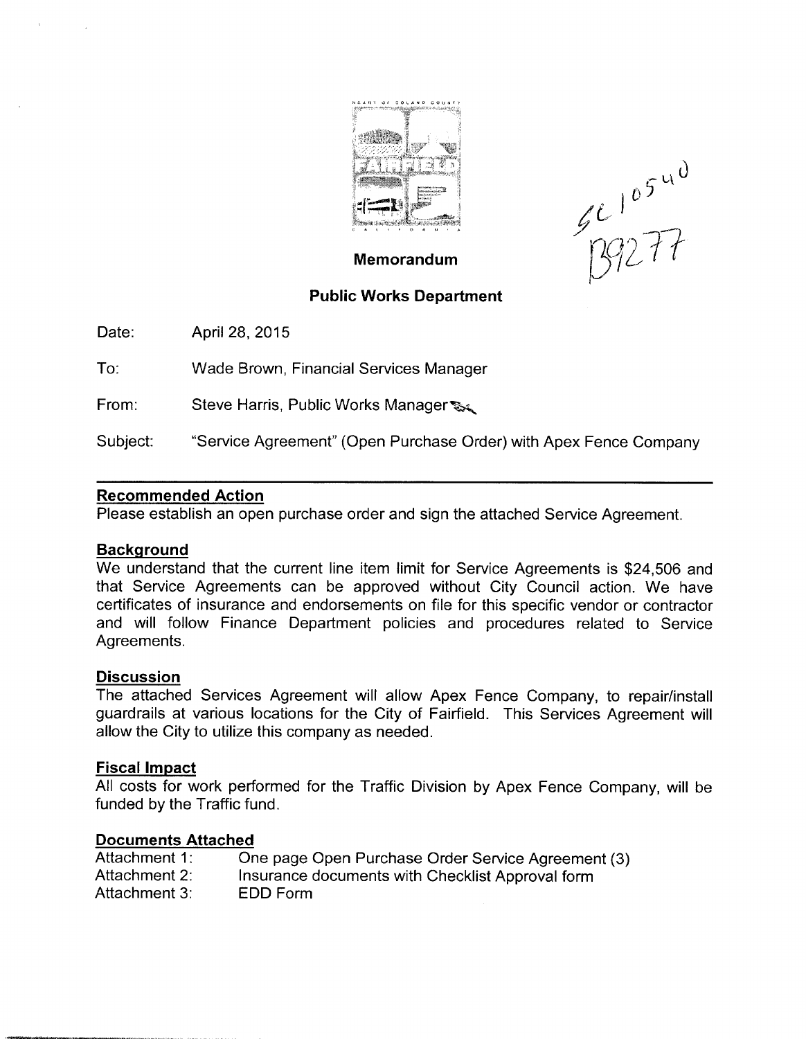**Memorandum**

**Public Works Department**

Date: April 28, 2015

To: Wade Brown, Financial Services Manager

From: Steve Harris, Public Works Manager

Subject: "Service Agreement" (Open Purchase Order) with Apex Fence Company

---

**Recommended Action**

Please establish an open purchase order and sign the attached Service Agreement.

**Background**

We understand that the current line item limit for Service Agreements is $24,506 and that Service Agreements can be approved without City Council action. We have certificates of insurance and endorsements on file for this specific vendor or contractor and will follow Finance Department policies and procedures related to Service Agreements.

**Discussion**

The attached Services Agreement will allow Apex Fence Company, to repair/install guardrails at various locations for the City of Fairfield. This Services Agreement will allow the City to utilize this company as needed.

**Fiscal Impact**

All costs for work performed for the Traffic Division by Apex Fence Company, will be funded by the Traffic fund.

**Documents Attached**

Attachment 1: One page Open Purchase Order Service Agreement (3)
Attachment 2: Insurance documents with Checklist Approval form
Attachment 3: EDD Form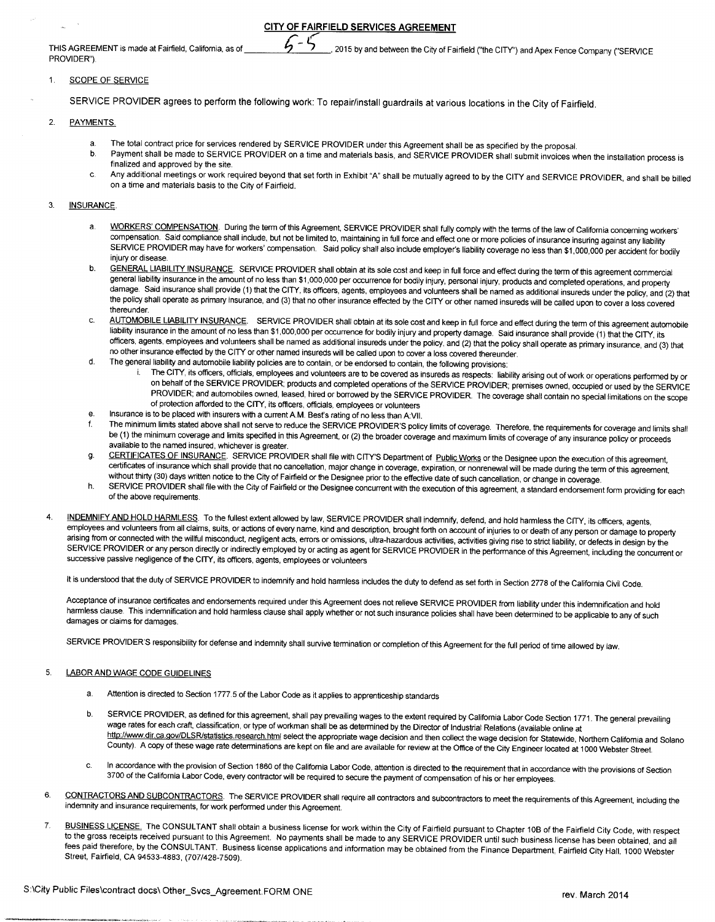# CITY OF FAIRFIELD SERVICES AGREEMENT

THIS AGREEMENT is made at Fairfield, California, as of 6-5, 2015 by and between the City of Fairfield ("the CITY") and Apex Fence Company ("SERVICE PROVIDER").

1. SCOPE OF SERVICE

   SERVICE PROVIDER agrees to perform the following work: To repair/install guardrails at various locations in the City of Fairfield.

2. PAYMENTS.

   a. The total contract price for services rendered by SERVICE PROVIDER under this Agreement shall be as specified by the proposal.
   b. Payment shall be made to SERVICE PROVIDER on a time and materials basis, and SERVICE PROVIDER shall submit invoices when the installation process is finalized and approved by the site.
   c. Any additional meetings or work required beyond that set forth in Exhibit "A" shall be mutually agreed to by the CITY and SERVICE PROVIDER, and shall be billed on a time and materials basis to the City of Fairfield.

3. INSURANCE.

   a. WORKERS' COMPENSATION. During the term of this Agreement, SERVICE PROVIDER shall fully comply with the terms of the law of California concerning workers' compensation. Said compliance shall include, but not be limited to, maintaining in full force and effect one or more policies of insurance insuring against any liability SERVICE PROVIDER may have for workers' compensation. Said policy shall also include employer's liability coverage no less than $1,000,000 per accident for bodily injury or disease.
   b. GENERAL LIABILITY INSURANCE. SERVICE PROVIDER shall obtain at its sole cost and keep in full force and effect during the term of this agreement commercial general liability insurance in the amount of no less than $1,000,000 per occurrence for bodily injury, personal injury, products and completed operations, and property damage. Said insurance shall provide (1) that the CITY, its officers, agents, employees and volunteers shall be named as additional insureds under the policy, and (2) that the policy shall operate as primary insurance, and (3) that no other insurance effected by the CITY or other named insureds will be called upon to cover a loss covered thereunder.
   c. AUTOMOBILE LIABILITY INSURANCE. SERVICE PROVIDER shall obtain at its sole cost and keep in full force and effect during the term of this agreement automobile liability insurance in the amount of no less than $1,000,000 per occurrence for bodily injury and property damage. Said insurance shall provide (1) that the CITY, its officers, agents, employees and volunteers shall be named as additional insureds under the policy, and (2) that the policy shall operate as primary insurance, and (3) that no other insurance effected by the CITY or other named insureds will be called upon to cover a loss covered thereunder.
   d. The general liability and automobile liability policies are to contain, or be endorsed to contain, the following provisions:
      i. The CITY, its officers, officials, employees and volunteers are to be covered as insureds as respects: liability arising out of work or operations performed by or on behalf of the SERVICE PROVIDER; products and completed operations of the SERVICE PROVIDER; premises owned, occupied or used by the SERVICE PROVIDER; and automobiles owned, leased, hired or borrowed by the SERVICE PROVIDER. The coverage shall contain no special limitations on the scope of protection afforded to the CITY, its officers, officials, employees or volunteers
   e. Insurance is to be placed with insurers with a current A.M. Best's rating of no less than A:VII.
   f. The minimum limits stated above shall not serve to reduce the SERVICE PROVIDER'S policy limits of coverage. Therefore, the requirements for coverage and limits shall be (1) the minimum coverage and limits specified in this Agreement, or (2) the broader coverage and maximum limits of coverage of any insurance policy or proceeds available to the named insured, whichever is greater.
   g. CERTIFICATES OF INSURANCE. SERVICE PROVIDER shall file with CITY'S Department of Public Works or the Designee upon the execution of this agreement, certificates of insurance which shall provide that no cancellation, major change in coverage, expiration, or nonrenewal will be made during the term of this agreement, without thirty (30) days written notice to the City of Fairfield or the Designee prior to the effective date of such cancellation, or change in coverage.
   h. SERVICE PROVIDER shall file with the City of Fairfield or the Designee concurrent with the execution of this agreement, a standard endorsement form providing for each of the above requirements.

4. INDEMNIFY AND HOLD HARMLESS. To the fullest extent allowed by law, SERVICE PROVIDER shall indemnify, defend, and hold harmless the CITY, its officers, agents, employees and volunteers from all claims, suits, or actions of every name, kind and description, brought forth on account of injuries to or death of any person or damage to property arising from or connected with the willful misconduct, negligent acts, errors or omissions, ultra-hazardous activities, activities giving rise to strict liability, or defects in design by the SERVICE PROVIDER or any person directly or indirectly employed by or acting as agent for SERVICE PROVIDER in the performance of this Agreement, including the concurrent or successive passive negligence of the CITY, its officers, agents, employees or volunteers

   It is understood that the duty of SERVICE PROVIDER to indemnify and hold harmless includes the duty to defend as set forth in Section 2778 of the California Civil Code.

   Acceptance of insurance certificates and endorsements required under this Agreement does not relieve SERVICE PROVIDER from liability under this indemnification and hold harmless clause. This indemnification and hold harmless clause shall apply whether or not such insurance policies shall have been determined to be applicable to any of such damages or claims for damages.

   SERVICE PROVIDER'S responsibility for defense and indemnity shall survive termination or completion of this Agreement for the full period of time allowed by law.

5. LABOR AND WAGE CODE GUIDELINES

   a. Attention is directed to Section 1777.5 of the Labor Code as it applies to apprenticeship standards

   b. SERVICE PROVIDER, as defined for this agreement, shall pay prevailing wages to the extent required by California Labor Code Section 1771. The general prevailing wage rates for each craft, classification, or type of workman shall be as determined by the Director of Industrial Relations (available online at http://www.dir.ca.gov/DLSR/statistics.research.html select the appropriate wage decision and then collect the wage decision for Statewide, Northern California and Solano County). A copy of these wage rate determinations are kept on file and are available for review at the Office of the City Engineer located at 1000 Webster Street.

   c. In accordance with the provision of Section 1860 of the California Labor Code, attention is directed to the requirement that in accordance with the provisions of Section 3700 of the California Labor Code, every contractor will be required to secure the payment of compensation of his or her employees.

6. CONTRACTORS AND SUBCONTRACTORS. The SERVICE PROVIDER shall require all contractors and subcontractors to meet the requirements of this Agreement, including the indemnity and insurance requirements, for work performed under this Agreement.

7. BUSINESS LICENSE. The CONSULTANT shall obtain a business license for work within the City of Fairfield pursuant to Chapter 10B of the Fairfield City Code, with respect to the gross receipts received pursuant to this Agreement. No payments shall be made to any SERVICE PROVIDER until such business license has been obtained, and all fees paid therefore, by the CONSULTANT. Business license applications and information may be obtained from the Finance Department, Fairfield City Hall, 1000 Webster Street, Fairfield, CA 94533-4883, (707/428-7509).

S:\City Public Files\contract docs\ Other_Svcs_Agreement.FORM ONE

rev. March 2014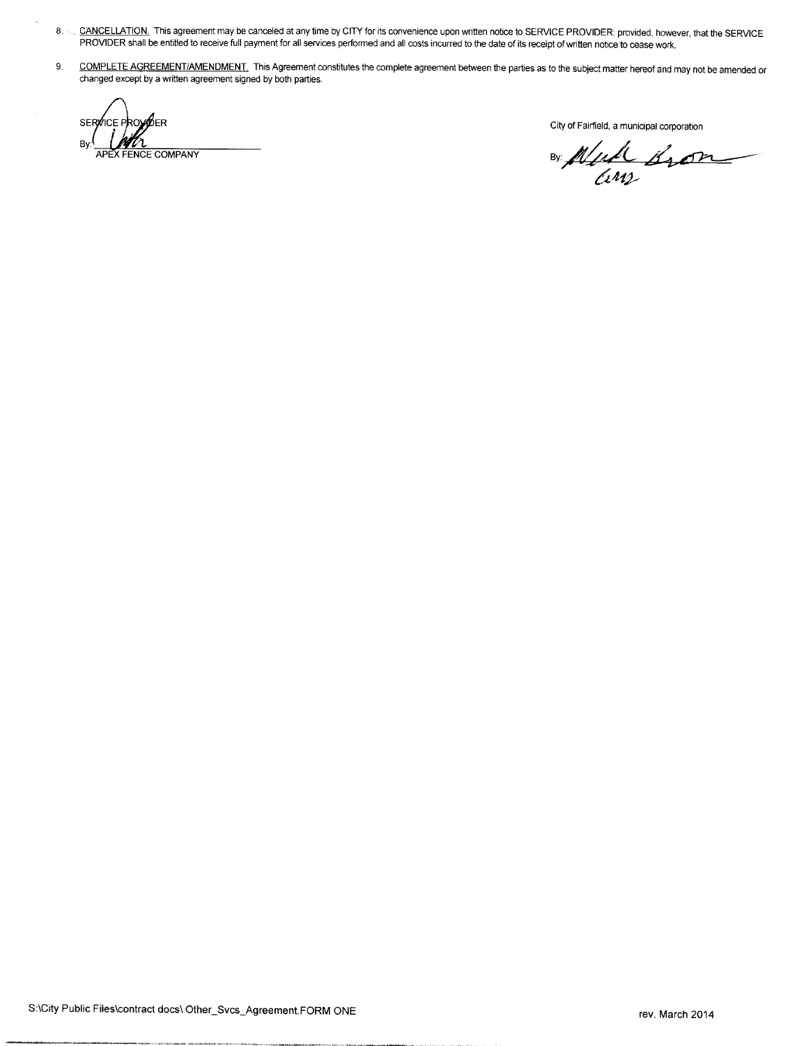8. <u>CANCELLATION.</u> This agreement may be canceled at any time by CITY for its convenience upon written notice to SERVICE PROVIDER: provided, however, that the SERVICE PROVIDER shall be entitled to receive full payment for all services performed and all costs incurred to the date of its receipt of written notice to cease work.

9. <u>COMPLETE AGREEMENT/AMENDMENT.</u> This Agreement constitutes the complete agreement between the parties as to the subject matter hereof and may not be amended or changed except by a written agreement signed by both parties.

SERVICE PROVIDER

By: ______________________

APEX FENCE COMPANY

City of Fairfield, a municipal corporation

By: ______________________

S:\City Public Files\contract docs\ Other_Svcs_Agreement.FORM ONE

rev. March 2014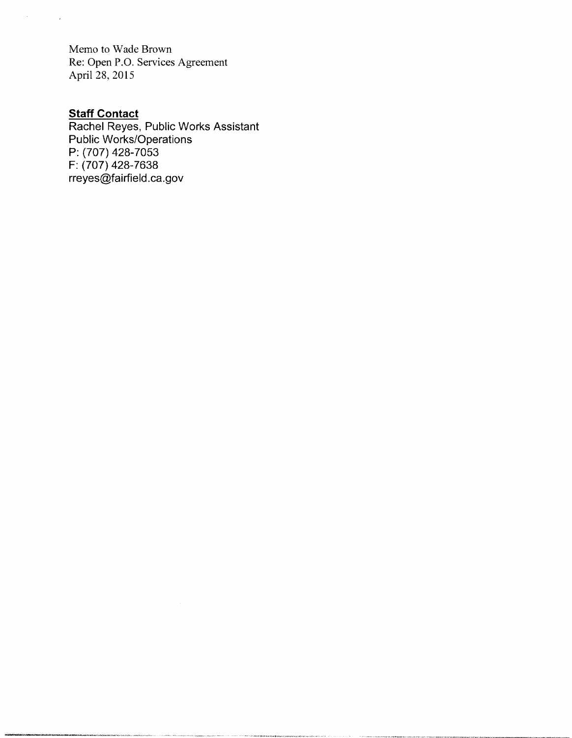**Staff Contact**
Rachel Reyes, Public Works Assistant
Public Works/Operations
P: (707) 428-7053
F: (707) 428-7638
rreyes@fairfield.ca.gov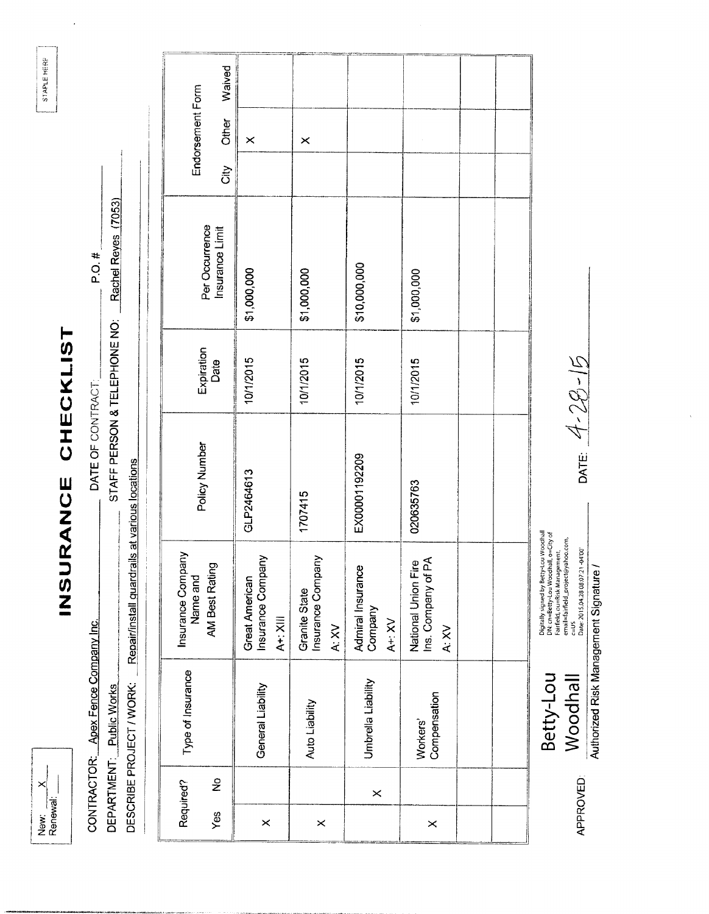STAPLE HERE

New: X
Renewal: ___

# INSURANCE CHECKLIST

CONTRACTOR: Apex Fence Company Inc. DATE OF CONTRACT: ___ P.O. # ___

DEPARTMENT: Public Works STAFF PERSON & TELEPHONE NO: Rachel Reyes (7053)

DESCRIBE PROJECT / WORK: Repair/install guardrails at various locations

| Required? Yes | Required? No | Type of Insurance | Insurance Company Name and AM Best Rating | Policy Number | Expiration Date | Per Occurrence Insurance Limit | Endorsement Form City | Endorsement Form Other | Endorsement Form Waived |
|---|---|---|---|---|---|---|---|---|---|
| X | | General Liability | Great American Insurance Company A+: XIII | GLP2464613 | 10/1/2015 | $1,000,000 | | X | |
| X | | Auto Liability | Granite State Insurance Company A: XV | 1707415 | 10/1/2015 | $1,000,000 | | X | |
| | X | Umbrella Liability | Admiral Insurance Company A+: XV | EX00001192209 | 10/1/2015 | $10,000,000 | | | |
| X | | Workers' Compensation | National Union Fire Ins. Company of PA A: XV | 020635763 | 10/1/2015 | $1,000,000 | | | |
| | | | | | | | | | |
| | | | | | | | | | |

APPROVED: Betty-Lou Woodhall

Digitally signed by Betty-Lou Woodhall
DN: cn=Betty-Lou Woodhall, o=City of Fairfield, ou=Risk Management, email=fairfield_project@yahoo.com, c=US
Date: 2015.04.28 08:07:21 -04'00'

Authorized Risk Management Signature /

DATE: 4-28-15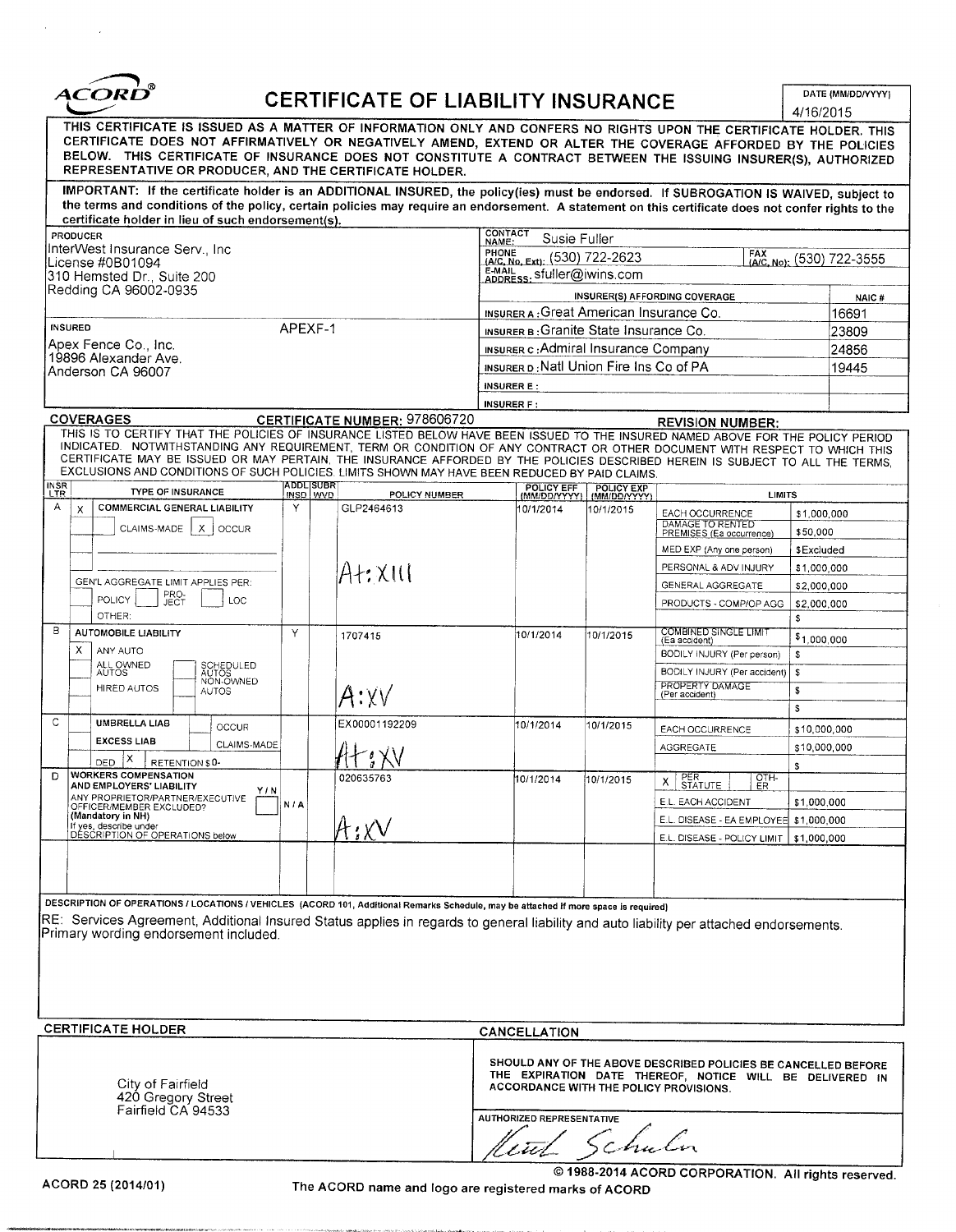# ACORD® CERTIFICATE OF LIABILITY INSURANCE

DATE (MM/DD/YYYY): 4/16/2015

**THIS CERTIFICATE IS ISSUED AS A MATTER OF INFORMATION ONLY AND CONFERS NO RIGHTS UPON THE CERTIFICATE HOLDER. THIS CERTIFICATE DOES NOT AFFIRMATIVELY OR NEGATIVELY AMEND, EXTEND OR ALTER THE COVERAGE AFFORDED BY THE POLICIES BELOW. THIS CERTIFICATE OF INSURANCE DOES NOT CONSTITUTE A CONTRACT BETWEEN THE ISSUING INSURER(S), AUTHORIZED REPRESENTATIVE OR PRODUCER, AND THE CERTIFICATE HOLDER.**

**IMPORTANT: If the certificate holder is an ADDITIONAL INSURED, the policy(ies) must be endorsed. If SUBROGATION IS WAIVED, subject to the terms and conditions of the policy, certain policies may require an endorsement. A statement on this certificate does not confer rights to the certificate holder in lieu of such endorsement(s).**

| PRODUCER | CONTACT |
|---|---|
| InterWest Insurance Serv., Inc<br>License #0B01094<br>310 Hemsted Dr., Suite 200<br>Redding CA 96002-0935 | CONTACT NAME: Susie Fuller<br>PHONE (A/C, No, Ext): (530) 722-2623 FAX (A/C, No): (530) 722-3555<br>E-MAIL ADDRESS: sfuller@iwins.com |

| INSURED | INSURER(S) AFFORDING COVERAGE | NAIC # |
|---|---|---|
| APEXF-1<br>Apex Fence Co., Inc.<br>19896 Alexander Ave.<br>Anderson CA 96007 | INSURER A: Great American Insurance Co. | 16691 |
| | INSURER B: Granite State Insurance Co. | 23809 |
| | INSURER C: Admiral Insurance Company | 24856 |
| | INSURER D: Natl Union Fire Ins Co of PA | 19445 |
| | INSURER E: | |
| | INSURER F: | |

**COVERAGES** CERTIFICATE NUMBER: 978606720 REVISION NUMBER:

THIS IS TO CERTIFY THAT THE POLICIES OF INSURANCE LISTED BELOW HAVE BEEN ISSUED TO THE INSURED NAMED ABOVE FOR THE POLICY PERIOD INDICATED. NOTWITHSTANDING ANY REQUIREMENT, TERM OR CONDITION OF ANY CONTRACT OR OTHER DOCUMENT WITH RESPECT TO WHICH THIS CERTIFICATE MAY BE ISSUED OR MAY PERTAIN, THE INSURANCE AFFORDED BY THE POLICIES DESCRIBED HEREIN IS SUBJECT TO ALL THE TERMS, EXCLUSIONS AND CONDITIONS OF SUCH POLICIES. LIMITS SHOWN MAY HAVE BEEN REDUCED BY PAID CLAIMS.

| INSR LTR | TYPE OF INSURANCE | ADDL INSD | SUBR WVD | POLICY NUMBER | POLICY EFF (MM/DD/YYYY) | POLICY EXP (MM/DD/YYYY) | LIMITS | |
|---|---|---|---|---|---|---|---|---|
| A | X COMMERCIAL GENERAL LIABILITY<br>CLAIMS-MADE [X] OCCUR<br>GEN'L AGGREGATE LIMIT APPLIES PER: POLICY / PRO-JECT / LOC<br>OTHER: | Y | | GLP2464613<br>At: XIII | 10/1/2014 | 10/1/2015 | EACH OCCURRENCE | $1,000,000 |
| | | | | | | | DAMAGE TO RENTED PREMISES (Ea occurrence) | $50,000 |
| | | | | | | | MED EXP (Any one person) | $Excluded |
| | | | | | | | PERSONAL & ADV INJURY | $1,000,000 |
| | | | | | | | GENERAL AGGREGATE | $2,000,000 |
| | | | | | | | PRODUCTS - COMP/OP AGG | $2,000,000 |
| | | | | | | | | $ |
| B | AUTOMOBILE LIABILITY<br>X ANY AUTO<br>ALL OWNED AUTOS / SCHEDULED AUTOS<br>HIRED AUTOS / NON-OWNED AUTOS | Y | | 1707415<br>A: XV | 10/1/2014 | 10/1/2015 | COMBINED SINGLE LIMIT (Ea accident) | $1,000,000 |
| | | | | | | | BODILY INJURY (Per person) | $ |
| | | | | | | | BODILY INJURY (Per accident) | $ |
| | | | | | | | PROPERTY DAMAGE (Per accident) | $ |
| | | | | | | | | $ |
| C | UMBRELLA LIAB / OCCUR<br>EXCESS LIAB / CLAIMS-MADE<br>DED [X] RETENTION $0- | | | EX00001192209<br>At: XV | 10/1/2014 | 10/1/2015 | EACH OCCURRENCE | $10,000,000 |
| | | | | | | | AGGREGATE | $10,000,000 |
| | | | | | | | | $ |
| D | WORKERS COMPENSATION AND EMPLOYERS' LIABILITY Y/N<br>ANY PROPRIETOR/PARTNER/EXECUTIVE OFFICER/MEMBER EXCLUDED? (Mandatory in NH)<br>If yes, describe under DESCRIPTION OF OPERATIONS below | N/A | | 020635763<br>A: XV | 10/1/2014 | 10/1/2015 | X PER STATUTE / OTH-ER | |
| | | | | | | | E.L. EACH ACCIDENT | $1,000,000 |
| | | | | | | | E.L. DISEASE - EA EMPLOYEE | $1,000,000 |
| | | | | | | | E.L. DISEASE - POLICY LIMIT | $1,000,000 |

**DESCRIPTION OF OPERATIONS / LOCATIONS / VEHICLES** (ACORD 101, Additional Remarks Schedule, may be attached if more space is required)

RE: Services Agreement, Additional Insured Status applies in regards to general liability and auto liability per attached endorsements. Primary wording endorsement included.

| CERTIFICATE HOLDER | CANCELLATION |
|---|---|
| City of Fairfield<br>420 Gregory Street<br>Fairfield CA 94533 | SHOULD ANY OF THE ABOVE DESCRIBED POLICIES BE CANCELLED BEFORE THE EXPIRATION DATE THEREOF, NOTICE WILL BE DELIVERED IN ACCORDANCE WITH THE POLICY PROVISIONS.<br><br>AUTHORIZED REPRESENTATIVE<br>Keith Schuler |

ACORD 25 (2014/01)

© 1988-2014 ACORD CORPORATION. All rights reserved.

The ACORD name and logo are registered marks of ACORD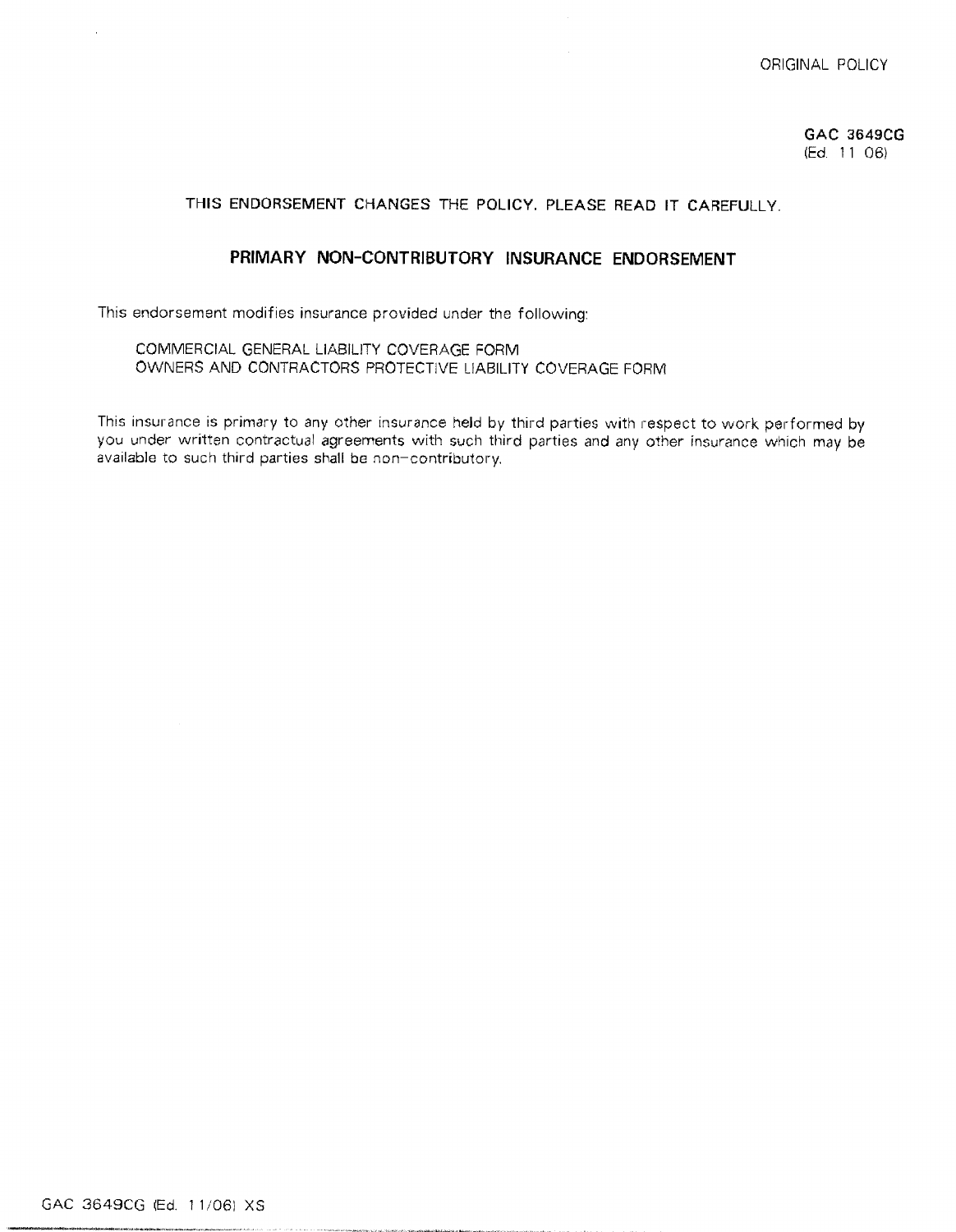ORIGINAL POLICY

GAC 3649CG
(Ed. 11 06)

THIS ENDORSEMENT CHANGES THE POLICY. PLEASE READ IT CAREFULLY.

## PRIMARY NON-CONTRIBUTORY INSURANCE ENDORSEMENT

This endorsement modifies insurance provided under the following:

COMMERCIAL GENERAL LIABILITY COVERAGE FORM
OWNERS AND CONTRACTORS PROTECTIVE LIABILITY COVERAGE FORM

This insurance is primary to any other insurance held by third parties with respect to work performed by you under written contractual agreements with such third parties and any other insurance which may be available to such third parties shall be non-contributory.

GAC 3649CG (Ed. 11/06) XS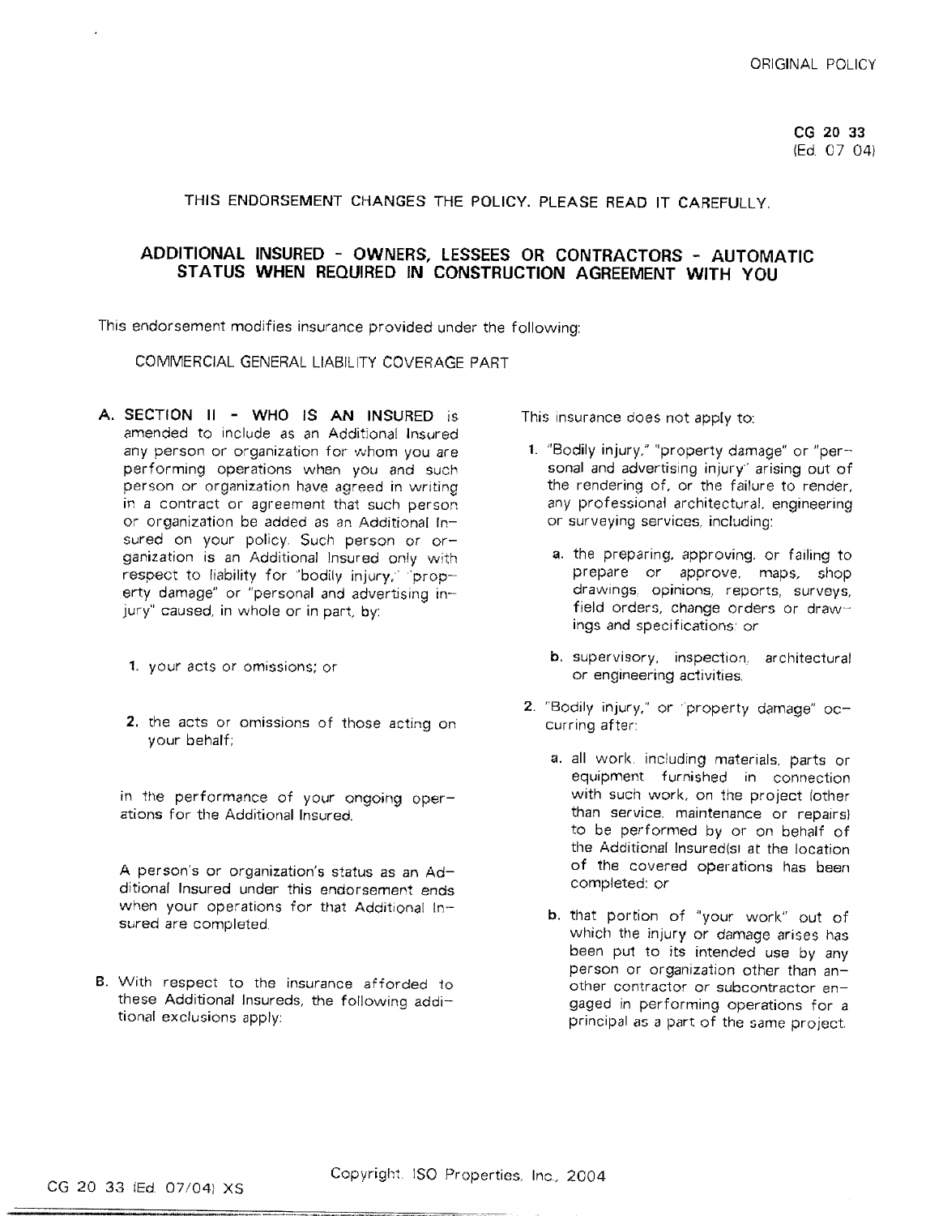ORIGINAL POLICY

CG 20 33
(Ed. 07 04)

THIS ENDORSEMENT CHANGES THE POLICY. PLEASE READ IT CAREFULLY.

# ADDITIONAL INSURED - OWNERS, LESSEES OR CONTRACTORS - AUTOMATIC STATUS WHEN REQUIRED IN CONSTRUCTION AGREEMENT WITH YOU

This endorsement modifies insurance provided under the following:

COMMERCIAL GENERAL LIABILITY COVERAGE PART

**A. SECTION II - WHO IS AN INSURED** is amended to include as an Additional Insured any person or organization for whom you are performing operations when you and such person or organization have agreed in writing in a contract or agreement that such person or organization be added as an Additional Insured on your policy. Such person or organization is an Additional Insured only with respect to liability for "bodily injury," "property damage" or "personal and advertising injury" caused, in whole or in part, by:

1. your acts or omissions; or

2. the acts or omissions of those acting on your behalf;

in the performance of your ongoing operations for the Additional Insured.

A person's or organization's status as an Additional Insured under this endorsement ends when your operations for that Additional Insured are completed.

**B.** With respect to the insurance afforded to these Additional Insureds, the following additional exclusions apply:

This insurance does not apply to:

1. "Bodily injury," "property damage" or "personal and advertising injury" arising out of the rendering of, or the failure to render, any professional architectural, engineering or surveying services, including:

   a. the preparing, approving, or failing to prepare or approve, maps, shop drawings, opinions, reports, surveys, field orders, change orders or drawings and specifications; or

   b. supervisory, inspection, architectural or engineering activities.

2. "Bodily injury," or "property damage" occurring after:

   a. all work, including materials, parts or equipment furnished in connection with such work, on the project (other than service, maintenance or repairs) to be performed by or on behalf of the Additional Insured(s) at the location of the covered operations has been completed; or

   b. that portion of "your work" out of which the injury or damage arises has been put to its intended use by any person or organization other than another contractor or subcontractor engaged in performing operations for a principal as a part of the same project.

CG 20 33 (Ed. 07/04) XS

Copyright, ISO Properties, Inc., 2004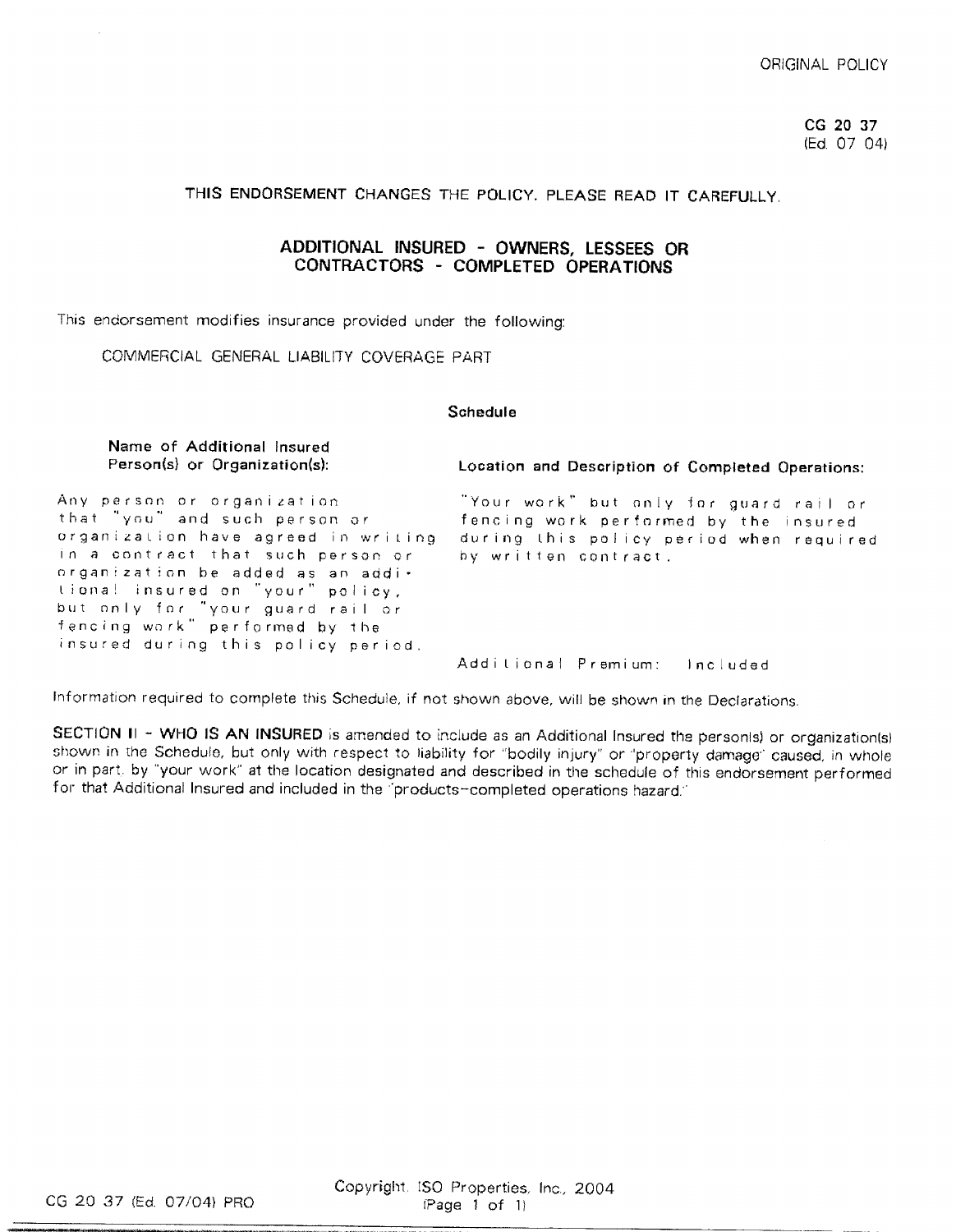ORIGINAL POLICY

CG 20 37
(Ed. 07 04)

THIS ENDORSEMENT CHANGES THE POLICY. PLEASE READ IT CAREFULLY.

## ADDITIONAL INSURED - OWNERS, LESSEES OR CONTRACTORS - COMPLETED OPERATIONS

This endorsement modifies insurance provided under the following:

COMMERCIAL GENERAL LIABILITY COVERAGE PART

**Schedule**

| **Name of Additional Insured Person(s) or Organization(s):** | **Location and Description of Completed Operations:** |
|---|---|
| Any person or organization that "you" and such person or organization have agreed in writing in a contract that such person or organization be added as an additional insured on "your" policy, but only for "your guard rail or fencing work" performed by the insured during this policy period. | "Your work" but only for guard rail or fencing work performed by the insured during this policy period when required by written contract. |
| | Additional Premium: Included |

Information required to complete this Schedule, if not shown above, will be shown in the Declarations.

**SECTION II - WHO IS AN INSURED** is amended to include as an Additional Insured the person(s) or organization(s) shown in the Schedule, but only with respect to liability for "bodily injury" or "property damage" caused, in whole or in part, by "your work" at the location designated and described in the schedule of this endorsement performed for that Additional Insured and included in the "products-completed operations hazard."

CG 20 37 (Ed. 07/04) PRO

Copyright, ISO Properties, Inc., 2004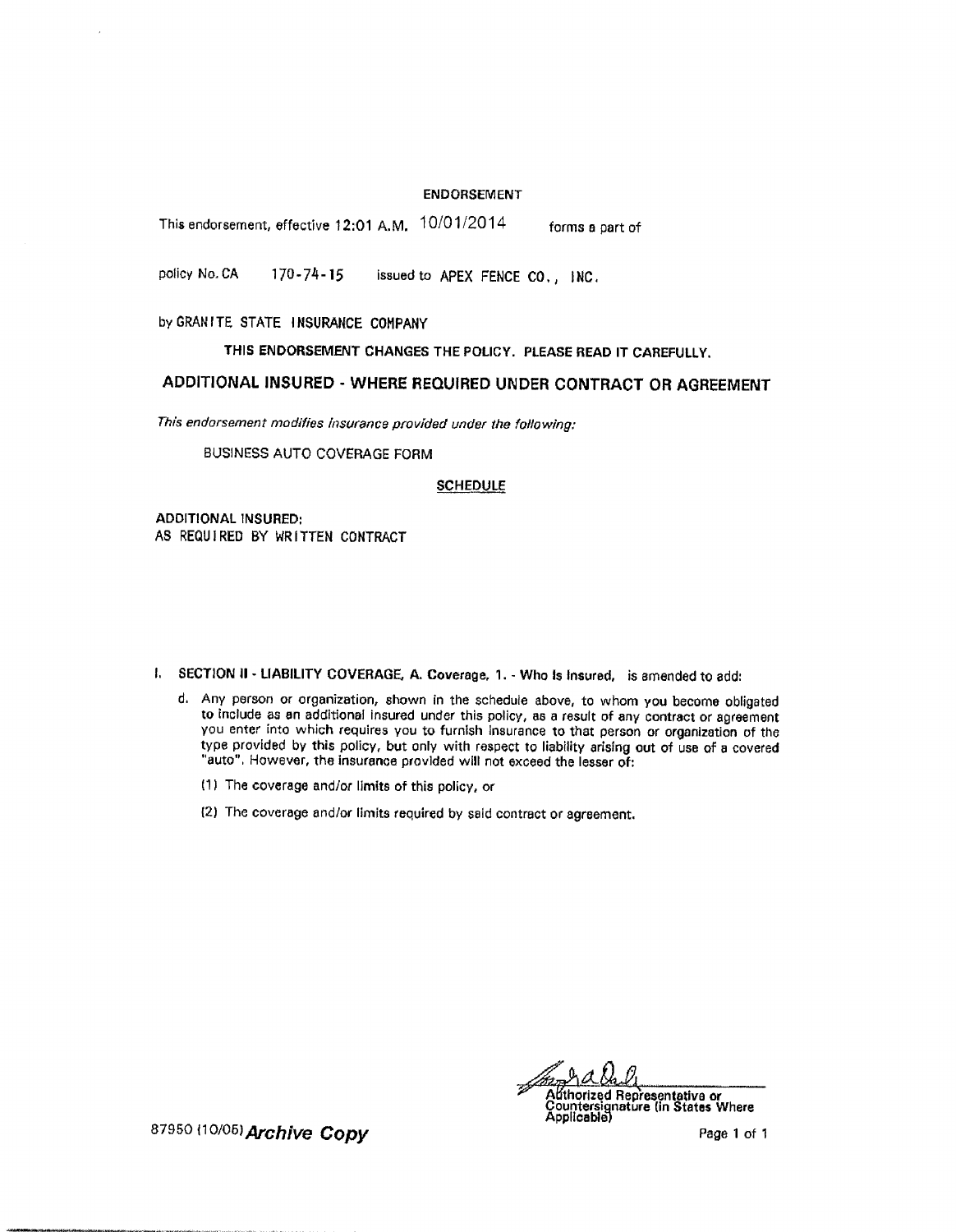ENDORSEMENT

This endorsement, effective 12:01 A.M. 10/01/2014 forms a part of

policy No. CA 170-74-15 issued to APEX FENCE CO., INC.

by GRANITE STATE INSURANCE COMPANY

**THIS ENDORSEMENT CHANGES THE POLICY. PLEASE READ IT CAREFULLY.**

## ADDITIONAL INSURED - WHERE REQUIRED UNDER CONTRACT OR AGREEMENT

*This endorsement modifies insurance provided under the following:*

BUSINESS AUTO COVERAGE FORM

**SCHEDULE**

ADDITIONAL INSURED:
AS REQUIRED BY WRITTEN CONTRACT

I. **SECTION II - LIABILITY COVERAGE, A. Coverage, 1. - Who Is Insured,** is amended to add:

   d. Any person or organization, shown in the schedule above, to whom you become obligated to include as an additional insured under this policy, as a result of any contract or agreement you enter into which requires you to furnish insurance to that person or organization of the type provided by this policy, but only with respect to liability arising out of use of a covered "auto". However, the insurance provided will not exceed the lesser of:

      (1) The coverage and/or limits of this policy, or

      (2) The coverage and/or limits required by said contract or agreement.

Authorized Representative or Countersignature (in States Where Applicable)

87950 (10/05) ***Archive Copy***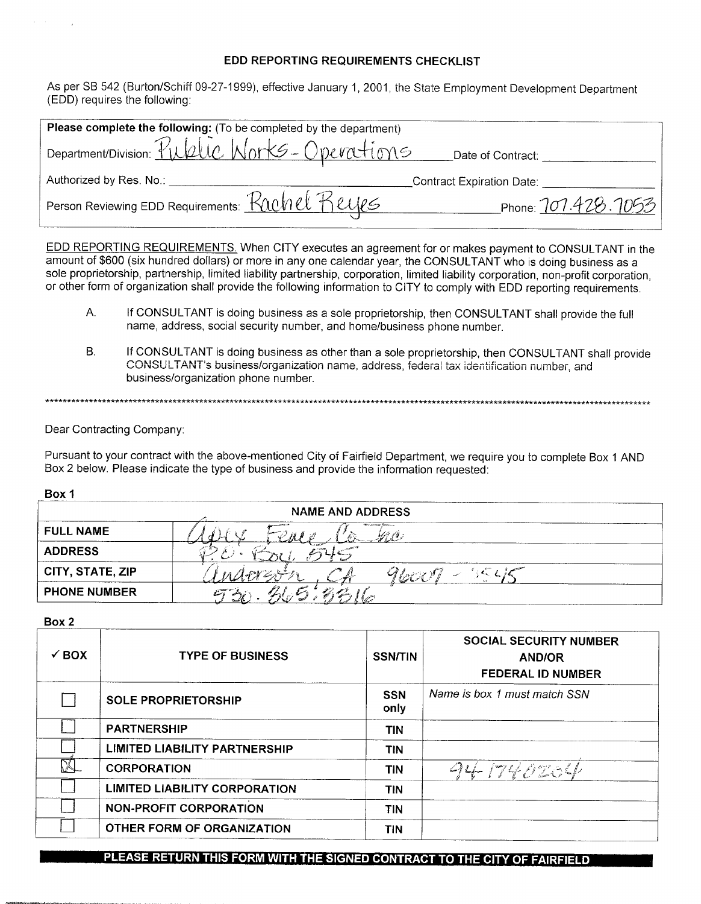# EDD REPORTING REQUIREMENTS CHECKLIST

As per SB 542 (Burton/Schiff 09-27-1999), effective January 1, 2001, the State Employment Development Department (EDD) requires the following:

| | |
|---|---|
| **Please complete the following:** (To be completed by the department) | |
| Department/Division: Public Works - Operations | Date of Contract: |
| Authorized by Res. No.: | Contract Expiration Date: |
| Person Reviewing EDD Requirements: Rachel Reyes | Phone: 707.428.7053 |

EDD REPORTING REQUIREMENTS. When CITY executes an agreement for or makes payment to CONSULTANT in the amount of $600 (six hundred dollars) or more in any one calendar year, the CONSULTANT who is doing business as a sole proprietorship, partnership, limited liability partnership, corporation, limited liability corporation, non-profit corporation, or other form of organization shall provide the following information to CITY to comply with EDD reporting requirements.

A. If CONSULTANT is doing business as a sole proprietorship, then CONSULTANT shall provide the full name, address, social security number, and home/business phone number.

B. If CONSULTANT is doing business as other than a sole proprietorship, then CONSULTANT shall provide CONSULTANT's business/organization name, address, federal tax identification number, and business/organization phone number.

---

Dear Contracting Company:

Pursuant to your contract with the above-mentioned City of Fairfield Department, we require you to complete Box 1 AND Box 2 below. Please indicate the type of business and provide the information requested:

**Box 1**

| NAME AND ADDRESS | |
|---|---|
| **FULL NAME** | Apex Fence Co Inc |
| **ADDRESS** | P.O. Box 545 |
| **CITY, STATE, ZIP** | Anderson, CA 96007-0545 |
| **PHONE NUMBER** | 530.365.3316 |

**Box 2**

| ✓ BOX | TYPE OF BUSINESS | SSN/TIN | SOCIAL SECURITY NUMBER AND/OR FEDERAL ID NUMBER |
|---|---|---|---|
| ☐ | **SOLE PROPRIETORSHIP** | **SSN only** | *Name is box 1 must match SSN* |
| ☐ | **PARTNERSHIP** | **TIN** | |
| ☐ | **LIMITED LIABILITY PARTNERSHIP** | **TIN** | |
| ☒ | **CORPORATION** | **TIN** | 94-1740204 |
| ☐ | **LIMITED LIABILITY CORPORATION** | **TIN** | |
| ☐ | **NON-PROFIT CORPORATION** | **TIN** | |
| ☐ | **OTHER FORM OF ORGANIZATION** | **TIN** | |

**PLEASE RETURN THIS FORM WITH THE SIGNED CONTRACT TO THE CITY OF FAIRFIELD**